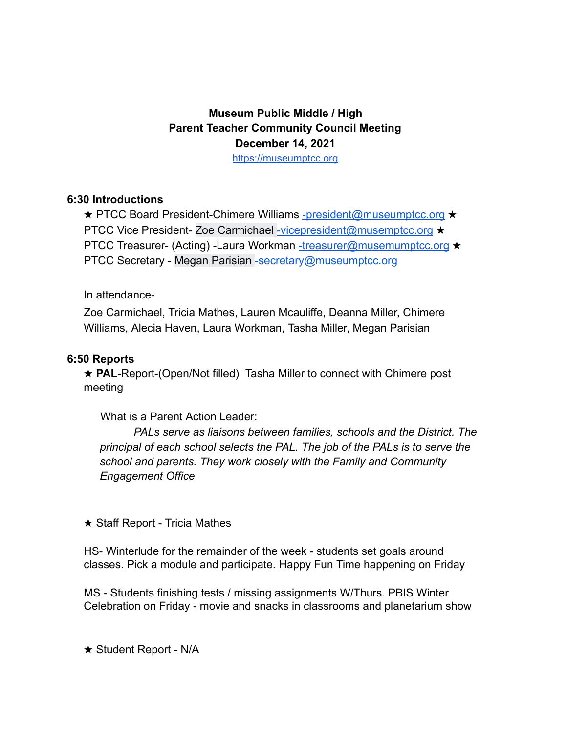**Museum Public Middle / High**
**Parent Teacher Community Council Meeting**
**December 14, 2021**
https://museumptcc.org

### 6:30 Introductions

★ PTCC Board President-Chimere Williams -president@museumptcc.org ★ PTCC Vice President- Zoe Carmichael -vicepresident@musemptcc.org ★ PTCC Treasurer- (Acting) -Laura Workman -treasurer@musemumptcc.org ★ PTCC Secretary - Megan Parisian -secretary@museumptcc.org

In attendance-

Zoe Carmichael, Tricia Mathes, Lauren Mcauliffe, Deanna Miller, Chimere Williams, Alecia Haven, Laura Workman, Tasha Miller, Megan Parisian

### 6:50 Reports

★ **PAL**-Report-(Open/Not filled) Tasha Miller to connect with Chimere post meeting

What is a Parent Action Leader:

*PALs serve as liaisons between families, schools and the District. The principal of each school selects the PAL. The job of the PALs is to serve the school and parents. They work closely with the Family and Community Engagement Office*

★ Staff Report - Tricia Mathes

HS- Winterlude for the remainder of the week - students set goals around classes. Pick a module and participate. Happy Fun Time happening on Friday

MS - Students finishing tests / missing assignments W/Thurs. PBIS Winter Celebration on Friday - movie and snacks in classrooms and planetarium show

★ Student Report - N/A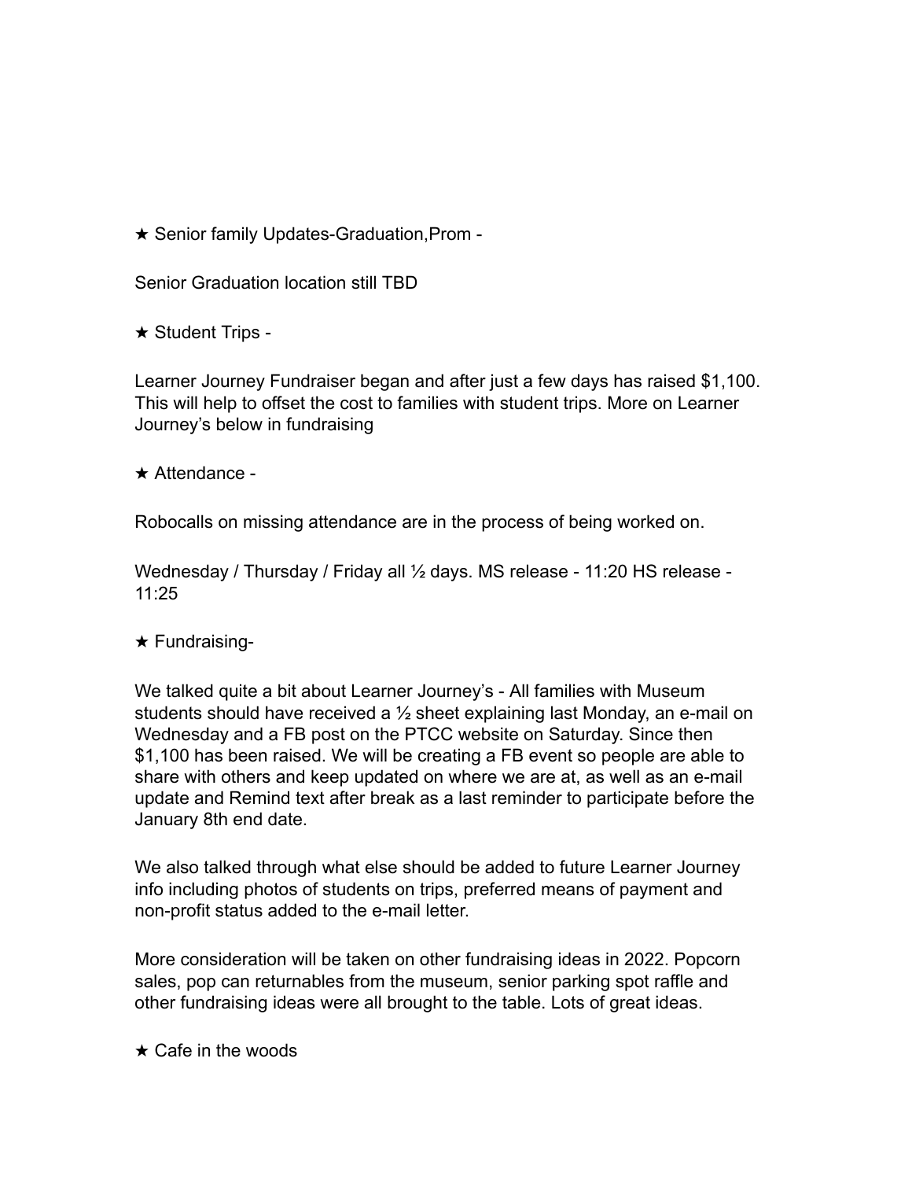★ Senior family Updates-Graduation,Prom -

Senior Graduation location still TBD

★ Student Trips -

Learner Journey Fundraiser began and after just a few days has raised $1,100. This will help to offset the cost to families with student trips. More on Learner Journey's below in fundraising

★ Attendance -

Robocalls on missing attendance are in the process of being worked on.

Wednesday / Thursday / Friday all ½ days. MS release - 11:20 HS release - 11:25

★ Fundraising-

We talked quite a bit about Learner Journey's - All families with Museum students should have received a ½ sheet explaining last Monday, an e-mail on Wednesday and a FB post on the PTCC website on Saturday. Since then $1,100 has been raised. We will be creating a FB event so people are able to share with others and keep updated on where we are at, as well as an e-mail update and Remind text after break as a last reminder to participate before the January 8th end date.

We also talked through what else should be added to future Learner Journey info including photos of students on trips, preferred means of payment and non-profit status added to the e-mail letter.

More consideration will be taken on other fundraising ideas in 2022. Popcorn sales, pop can returnables from the museum, senior parking spot raffle and other fundraising ideas were all brought to the table. Lots of great ideas.

★ Cafe in the woods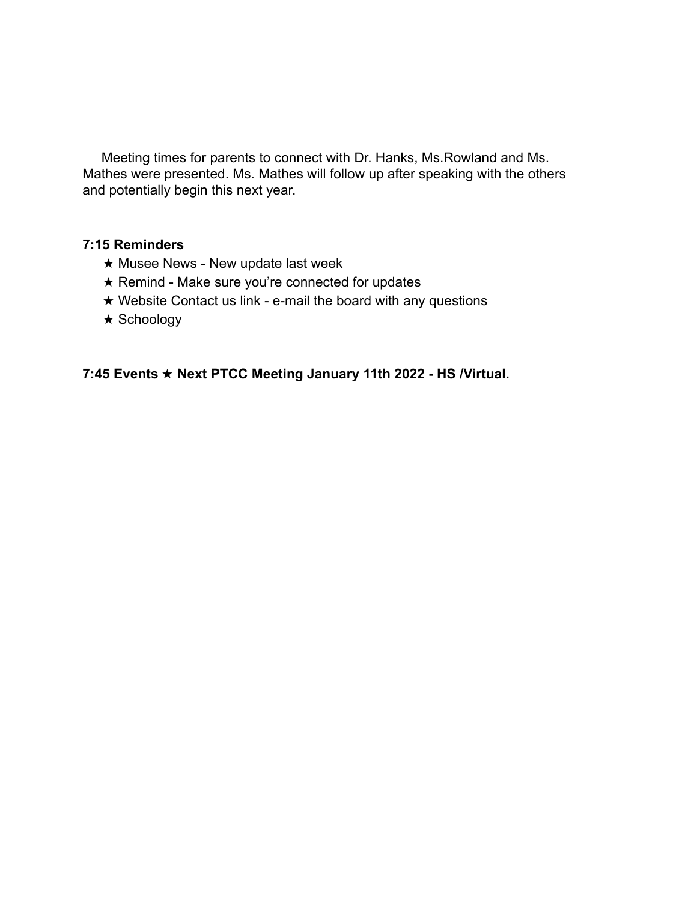Meeting times for parents to connect with Dr. Hanks, Ms.Rowland and Ms. Mathes were presented. Ms. Mathes will follow up after speaking with the others and potentially begin this next year.

**7:15 Reminders**

- ★ Musee News - New update last week
- ★ Remind - Make sure you're connected for updates
- ★ Website Contact us link - e-mail the board with any questions
- ★ Schoology

**7:45 Events ★ Next PTCC Meeting January 11th 2022 - HS /Virtual.**